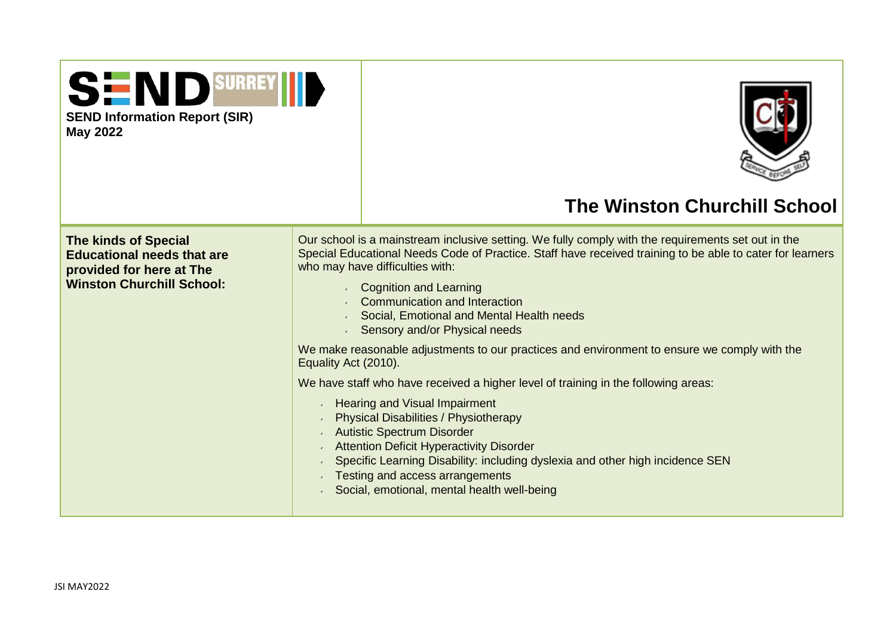SEND SURREY

**SEND Information Report (SIR)**
**May 2022**

# The Winston Churchill School

| **The kinds of Special Educational needs that are provided for here at The Winston Churchill School:** | Our school is a mainstream inclusive setting. We fully comply with the requirements set out in the Special Educational Needs Code of Practice. Staff have received training to be able to cater for learners who may have difficulties with:<br>- Cognition and Learning<br>- Communication and Interaction<br>- Social, Emotional and Mental Health needs<br>- Sensory and/or Physical needs<br><br>We make reasonable adjustments to our practices and environment to ensure we comply with the Equality Act (2010).<br><br>We have staff who have received a higher level of training in the following areas:<br>- Hearing and Visual Impairment<br>- Physical Disabilities / Physiotherapy<br>- Autistic Spectrum Disorder<br>- Attention Deficit Hyperactivity Disorder<br>- Specific Learning Disability: including dyslexia and other high incidence SEN<br>- Testing and access arrangements<br>- Social, emotional, mental health well-being |
|---|---|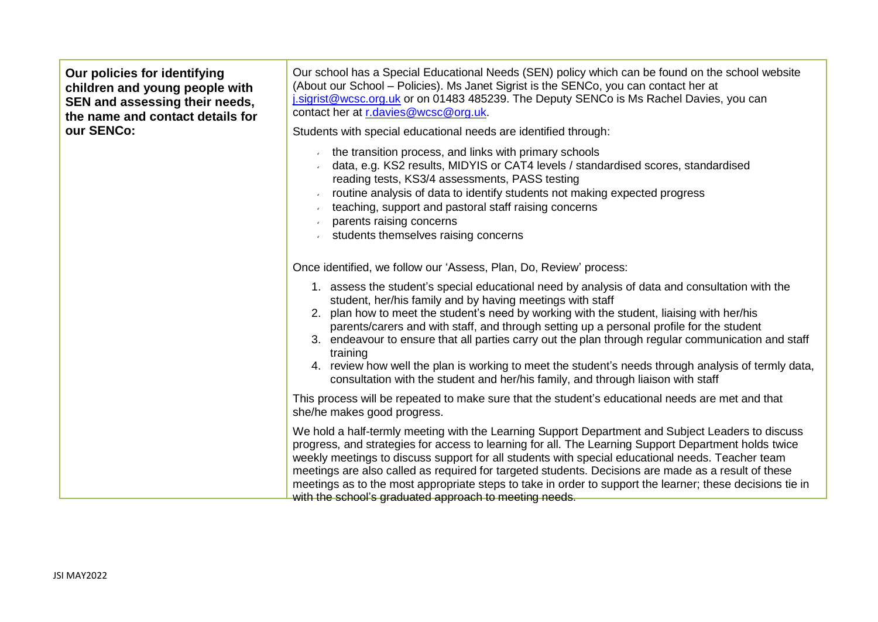| Our policies for identifying children and young people with SEN and assessing their needs, the name and contact details for our SENCo: | Our school has a Special Educational Needs (SEN) policy which can be found on the school website (About our School – Policies). Ms Janet Sigrist is the SENCo, you can contact her at j.sigrist@wcsc.org.uk or on 01483 485239. The Deputy SENCo is Ms Rachel Davies, you can contact her at r.davies@wcsc@org.uk.<br><br>Students with special educational needs are identified through:<br>- the transition process, and links with primary schools<br>- data, e.g. KS2 results, MIDYIS or CAT4 levels / standardised scores, standardised reading tests, KS3/4 assessments, PASS testing<br>- routine analysis of data to identify students not making expected progress<br>- teaching, support and pastoral staff raising concerns<br>- parents raising concerns<br>- students themselves raising concerns<br><br>Once identified, we follow our 'Assess, Plan, Do, Review' process:<br>1. assess the student's special educational need by analysis of data and consultation with the student, her/his family and by having meetings with staff<br>2. plan how to meet the student's need by working with the student, liaising with her/his parents/carers and with staff, and through setting up a personal profile for the student<br>3. endeavour to ensure that all parties carry out the plan through regular communication and staff training<br>4. review how well the plan is working to meet the student's needs through analysis of termly data, consultation with the student and her/his family, and through liaison with staff<br><br>This process will be repeated to make sure that the student's educational needs are met and that she/he makes good progress.<br><br>We hold a half-termly meeting with the Learning Support Department and Subject Leaders to discuss progress, and strategies for access to learning for all. The Learning Support Department holds twice weekly meetings to discuss support for all students with special educational needs. Teacher team meetings are also called as required for targeted students. Decisions are made as a result of these meetings as to the most appropriate steps to take in order to support the learner; these decisions tie in with the school's graduated approach to meeting needs. |
|---|---|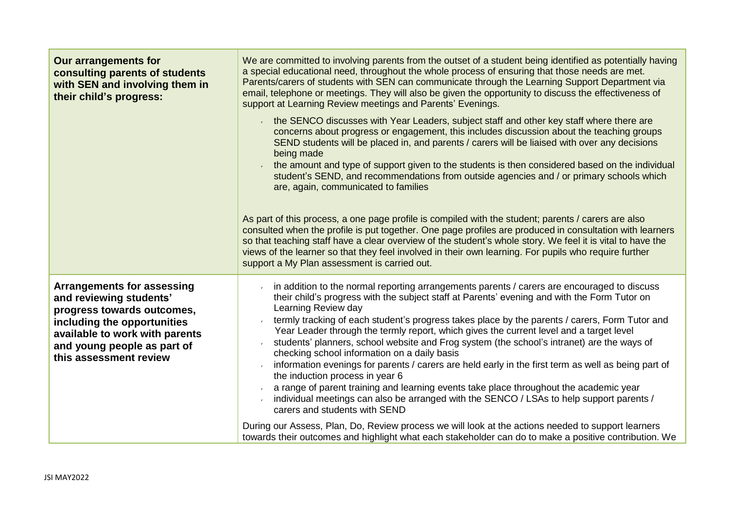| | |
|---|---|
| **Our arrangements for consulting parents of students with SEN and involving them in their child's progress:** | We are committed to involving parents from the outset of a student being identified as potentially having a special educational need, throughout the whole process of ensuring that those needs are met. Parents/carers of students with SEN can communicate through the Learning Support Department via email, telephone or meetings. They will also be given the opportunity to discuss the effectiveness of support at Learning Review meetings and Parents' Evenings.<br><br>- the SENCO discusses with Year Leaders, subject staff and other key staff where there are concerns about progress or engagement, this includes discussion about the teaching groups SEND students will be placed in, and parents / carers will be liaised with over any decisions being made<br>- the amount and type of support given to the students is then considered based on the individual student's SEND, and recommendations from outside agencies and / or primary schools which are, again, communicated to families<br><br>As part of this process, a one page profile is compiled with the student; parents / carers are also consulted when the profile is put together. One page profiles are produced in consultation with learners so that teaching staff have a clear overview of the student's whole story. We feel it is vital to have the views of the learner so that they feel involved in their own learning. For pupils who require further support a My Plan assessment is carried out. |
| **Arrangements for assessing and reviewing students' progress towards outcomes, including the opportunities available to work with parents and young people as part of this assessment review** | - in addition to the normal reporting arrangements parents / carers are encouraged to discuss their child's progress with the subject staff at Parents' evening and with the Form Tutor on Learning Review day<br>- termly tracking of each student's progress takes place by the parents / carers, Form Tutor and Year Leader through the termly report, which gives the current level and a target level<br>- students' planners, school website and Frog system (the school's intranet) are the ways of checking school information on a daily basis<br>- information evenings for parents / carers are held early in the first term as well as being part of the induction process in year 6<br>- a range of parent training and learning events take place throughout the academic year<br>- individual meetings can also be arranged with the SENCO / LSAs to help support parents / carers and students with SEND<br><br>During our Assess, Plan, Do, Review process we will look at the actions needed to support learners towards their outcomes and highlight what each stakeholder can do to make a positive contribution. We |

JSI MAY2022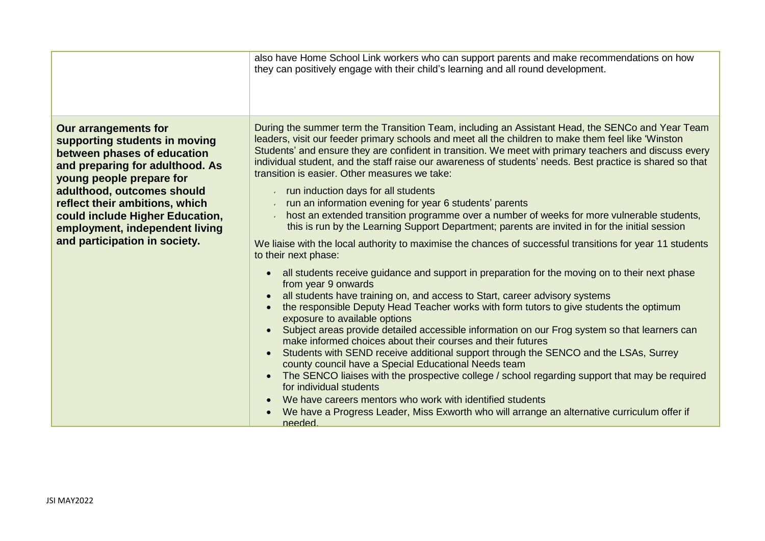| | |
|---|---|
| | also have Home School Link workers who can support parents and make recommendations on how they can positively engage with their child's learning and all round development. |
| **Our arrangements for supporting students in moving between phases of education and preparing for adulthood. As young people prepare for adulthood, outcomes should reflect their ambitions, which could include Higher Education, employment, independent living and participation in society.** | During the summer term the Transition Team, including an Assistant Head, the SENCo and Year Team leaders, visit our feeder primary schools and meet all the children to make them feel like 'Winston Students' and ensure they are confident in transition. We meet with primary teachers and discuss every individual student, and the staff raise our awareness of students' needs. Best practice is shared so that transition is easier. Other measures we take:<br>- run induction days for all students<br>- run an information evening for year 6 students' parents<br>- host an extended transition programme over a number of weeks for more vulnerable students, this is run by the Learning Support Department; parents are invited in for the initial session<br><br>We liaise with the local authority to maximise the chances of successful transitions for year 11 students to their next phase:<br>- all students receive guidance and support in preparation for the moving on to their next phase from year 9 onwards<br>- all students have training on, and access to Start, career advisory systems<br>- the responsible Deputy Head Teacher works with form tutors to give students the optimum exposure to available options<br>- Subject areas provide detailed accessible information on our Frog system so that learners can make informed choices about their courses and their futures<br>- Students with SEND receive additional support through the SENCO and the LSAs, Surrey county council have a Special Educational Needs team<br>- The SENCO liaises with the prospective college / school regarding support that may be required for individual students<br>- We have careers mentors who work with identified students<br>- We have a Progress Leader, Miss Exworth who will arrange an alternative curriculum offer if needed. |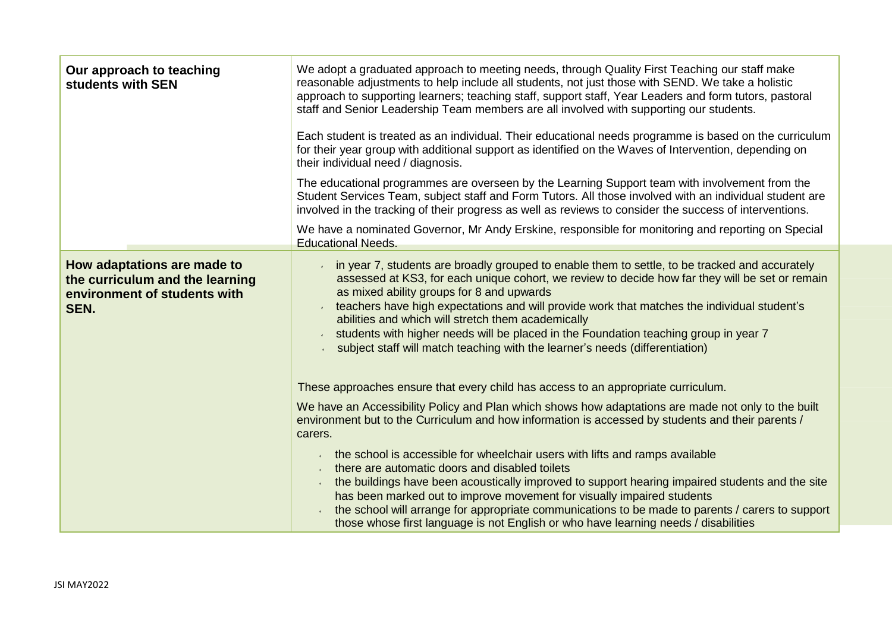| | |
|---|---|
| **Our approach to teaching students with SEN** | We adopt a graduated approach to meeting needs, through Quality First Teaching our staff make reasonable adjustments to help include all students, not just those with SEND. We take a holistic approach to supporting learners; teaching staff, support staff, Year Leaders and form tutors, pastoral staff and Senior Leadership Team members are all involved with supporting our students.<br><br>Each student is treated as an individual. Their educational needs programme is based on the curriculum for their year group with additional support as identified on the Waves of Intervention, depending on their individual need / diagnosis.<br><br>The educational programmes are overseen by the Learning Support team with involvement from the Student Services Team, subject staff and Form Tutors. All those involved with an individual student are involved in the tracking of their progress as well as reviews to consider the success of interventions.<br><br>We have a nominated Governor, Mr Andy Erskine, responsible for monitoring and reporting on Special Educational Needs. |
| **How adaptations are made to the curriculum and the learning environment of students with SEN.** | - in year 7, students are broadly grouped to enable them to settle, to be tracked and accurately assessed at KS3, for each unique cohort, we review to decide how far they will be set or remain as mixed ability groups for 8 and upwards<br>- teachers have high expectations and will provide work that matches the individual student's abilities and which will stretch them academically<br>- students with higher needs will be placed in the Foundation teaching group in year 7<br>- subject staff will match teaching with the learner's needs (differentiation)<br><br>These approaches ensure that every child has access to an appropriate curriculum.<br><br>We have an Accessibility Policy and Plan which shows how adaptations are made not only to the built environment but to the Curriculum and how information is accessed by students and their parents / carers.<br><br>- the school is accessible for wheelchair users with lifts and ramps available<br>- there are automatic doors and disabled toilets<br>- the buildings have been acoustically improved to support hearing impaired students and the site has been marked out to improve movement for visually impaired students<br>- the school will arrange for appropriate communications to be made to parents / carers to support those whose first language is not English or who have learning needs / disabilities |

JSI MAY2022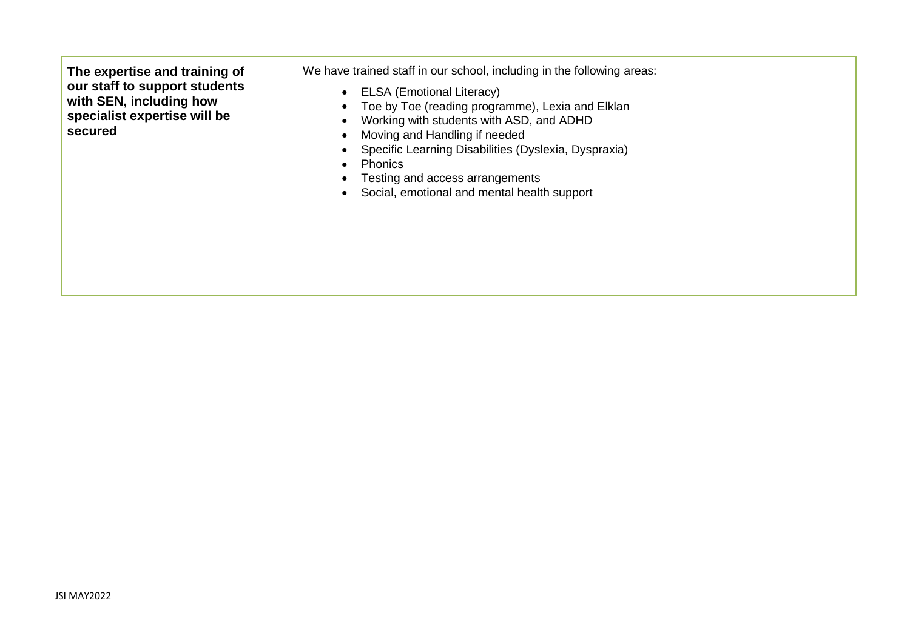| **The expertise and training of our staff to support students with SEN, including how specialist expertise will be secured** | We have trained staff in our school, including in the following areas:<br>• ELSA (Emotional Literacy)<br>• Toe by Toe (reading programme), Lexia and Elklan<br>• Working with students with ASD, and ADHD<br>• Moving and Handling if needed<br>• Specific Learning Disabilities (Dyslexia, Dyspraxia)<br>• Phonics<br>• Testing and access arrangements<br>• Social, emotional and mental health support |
|---|---|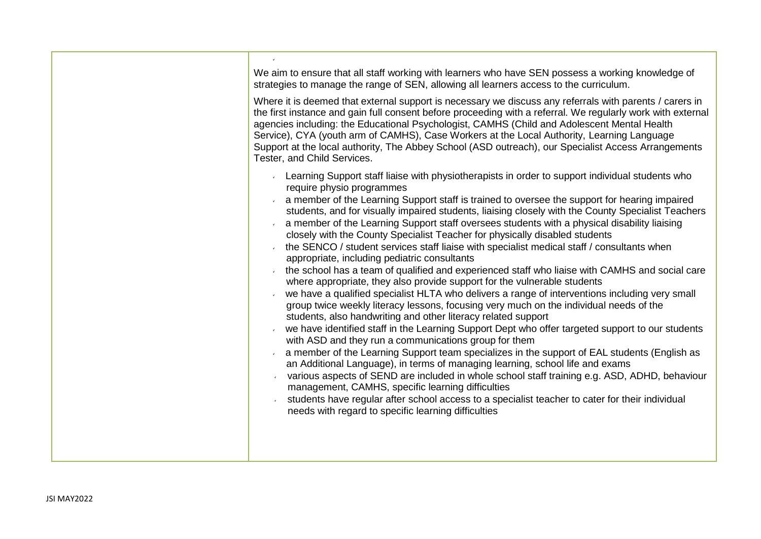| | |
|---|---|
| | We aim to ensure that all staff working with learners who have SEN possess a working knowledge of strategies to manage the range of SEN, allowing all learners access to the curriculum.<br><br>Where it is deemed that external support is necessary we discuss any referrals with parents / carers in the first instance and gain full consent before proceeding with a referral. We regularly work with external agencies including: the Educational Psychologist, CAMHS (Child and Adolescent Mental Health Service), CYA (youth arm of CAMHS), Case Workers at the Local Authority, Learning Language Support at the local authority, The Abbey School (ASD outreach), our Specialist Access Arrangements Tester, and Child Services.<br><br>- Learning Support staff liaise with physiotherapists in order to support individual students who require physio programmes<br>- a member of the Learning Support staff is trained to oversee the support for hearing impaired students, and for visually impaired students, liaising closely with the County Specialist Teachers<br>- a member of the Learning Support staff oversees students with a physical disability liaising closely with the County Specialist Teacher for physically disabled students<br>- the SENCO / student services staff liaise with specialist medical staff / consultants when appropriate, including pediatric consultants<br>- the school has a team of qualified and experienced staff who liaise with CAMHS and social care where appropriate, they also provide support for the vulnerable students<br>- we have a qualified specialist HLTA who delivers a range of interventions including very small group twice weekly literacy lessons, focusing very much on the individual needs of the students, also handwriting and other literacy related support<br>- we have identified staff in the Learning Support Dept who offer targeted support to our students with ASD and they run a communications group for them<br>- a member of the Learning Support team specializes in the support of EAL students (English as an Additional Language), in terms of managing learning, school life and exams<br>- various aspects of SEND are included in whole school staff training e.g. ASD, ADHD, behaviour management, CAMHS, specific learning difficulties<br>- students have regular after school access to a specialist teacher to cater for their individual needs with regard to specific learning difficulties |

JSI MAY2022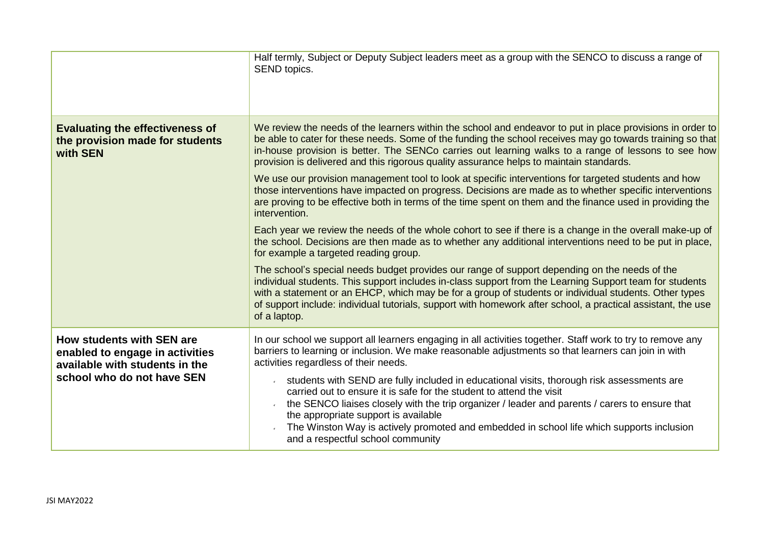| | |
|---|---|
| | Half termly, Subject or Deputy Subject leaders meet as a group with the SENCO to discuss a range of SEND topics. |
| **Evaluating the effectiveness of the provision made for students with SEN** | We review the needs of the learners within the school and endeavor to put in place provisions in order to be able to cater for these needs. Some of the funding the school receives may go towards training so that in-house provision is better. The SENCo carries out learning walks to a range of lessons to see how provision is delivered and this rigorous quality assurance helps to maintain standards.<br><br>We use our provision management tool to look at specific interventions for targeted students and how those interventions have impacted on progress. Decisions are made as to whether specific interventions are proving to be effective both in terms of the time spent on them and the finance used in providing the intervention.<br><br>Each year we review the needs of the whole cohort to see if there is a change in the overall make-up of the school. Decisions are then made as to whether any additional interventions need to be put in place, for example a targeted reading group.<br><br>The school's special needs budget provides our range of support depending on the needs of the individual students. This support includes in-class support from the Learning Support team for students with a statement or an EHCP, which may be for a group of students or individual students. Other types of support include: individual tutorials, support with homework after school, a practical assistant, the use of a laptop. |
| **How students with SEN are enabled to engage in activities available with students in the school who do not have SEN** | In our school we support all learners engaging in all activities together. Staff work to try to remove any barriers to learning or inclusion. We make reasonable adjustments so that learners can join in with activities regardless of their needs.<br><br>- students with SEND are fully included in educational visits, thorough risk assessments are carried out to ensure it is safe for the student to attend the visit<br>- the SENCO liaises closely with the trip organizer / leader and parents / carers to ensure that the appropriate support is available<br>- The Winston Way is actively promoted and embedded in school life which supports inclusion and a respectful school community |

JSI MAY2022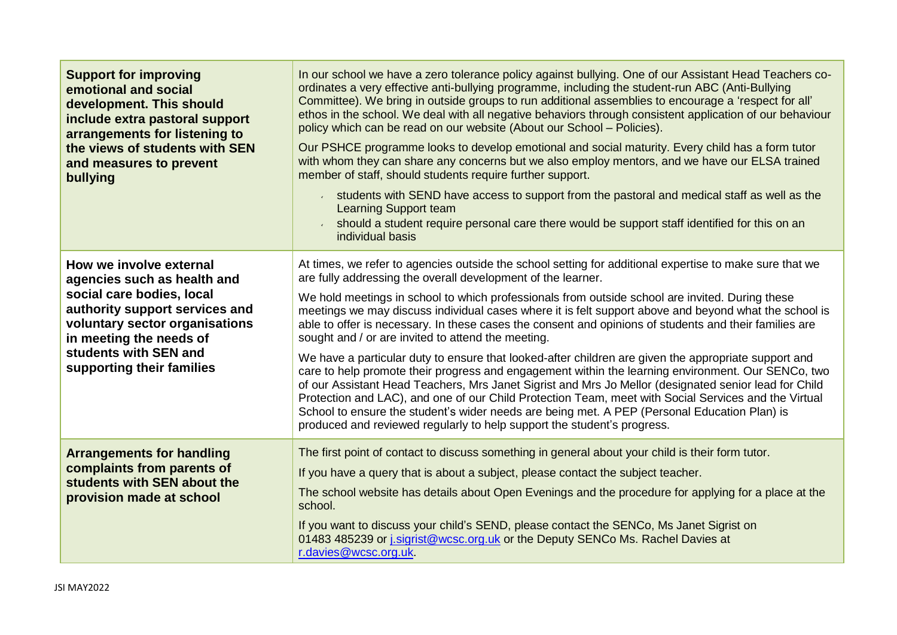| | |
|---|---|
| **Support for improving emotional and social development. This should include extra pastoral support arrangements for listening to the views of students with SEN and measures to prevent bullying** | In our school we have a zero tolerance policy against bullying. One of our Assistant Head Teachers co-ordinates a very effective anti-bullying programme, including the student-run ABC (Anti-Bullying Committee). We bring in outside groups to run additional assemblies to encourage a 'respect for all' ethos in the school. We deal with all negative behaviors through consistent application of our behaviour policy which can be read on our website (About our School – Policies).<br><br>Our PSHCE programme looks to develop emotional and social maturity. Every child has a form tutor with whom they can share any concerns but we also employ mentors, and we have our ELSA trained member of staff, should students require further support.<br><br>- students with SEND have access to support from the pastoral and medical staff as well as the Learning Support team<br>- should a student require personal care there would be support staff identified for this on an individual basis |
| **How we involve external agencies such as health and social care bodies, local authority support services and voluntary sector organisations in meeting the needs of students with SEN and supporting their families** | At times, we refer to agencies outside the school setting for additional expertise to make sure that we are fully addressing the overall development of the learner.<br><br>We hold meetings in school to which professionals from outside school are invited. During these meetings we may discuss individual cases where it is felt support above and beyond what the school is able to offer is necessary. In these cases the consent and opinions of students and their families are sought and / or are invited to attend the meeting.<br><br>We have a particular duty to ensure that looked-after children are given the appropriate support and care to help promote their progress and engagement within the learning environment. Our SENCo, two of our Assistant Head Teachers, Mrs Janet Sigrist and Mrs Jo Mellor (designated senior lead for Child Protection and LAC), and one of our Child Protection Team, meet with Social Services and the Virtual School to ensure the student's wider needs are being met. A PEP (Personal Education Plan) is produced and reviewed regularly to help support the student's progress. |
| **Arrangements for handling complaints from parents of students with SEN about the provision made at school** | The first point of contact to discuss something in general about your child is their form tutor.<br><br>If you have a query that is about a subject, please contact the subject teacher.<br><br>The school website has details about Open Evenings and the procedure for applying for a place at the school.<br><br>If you want to discuss your child's SEND, please contact the SENCo, Ms Janet Sigrist on 01483 485239 or [j.sigrist@wcsc.org.uk](mailto:j.sigrist@wcsc.org.uk) or the Deputy SENCo Ms. Rachel Davies at [r.davies@wcsc.org.uk](mailto:r.davies@wcsc.org.uk). |

JSI MAY2022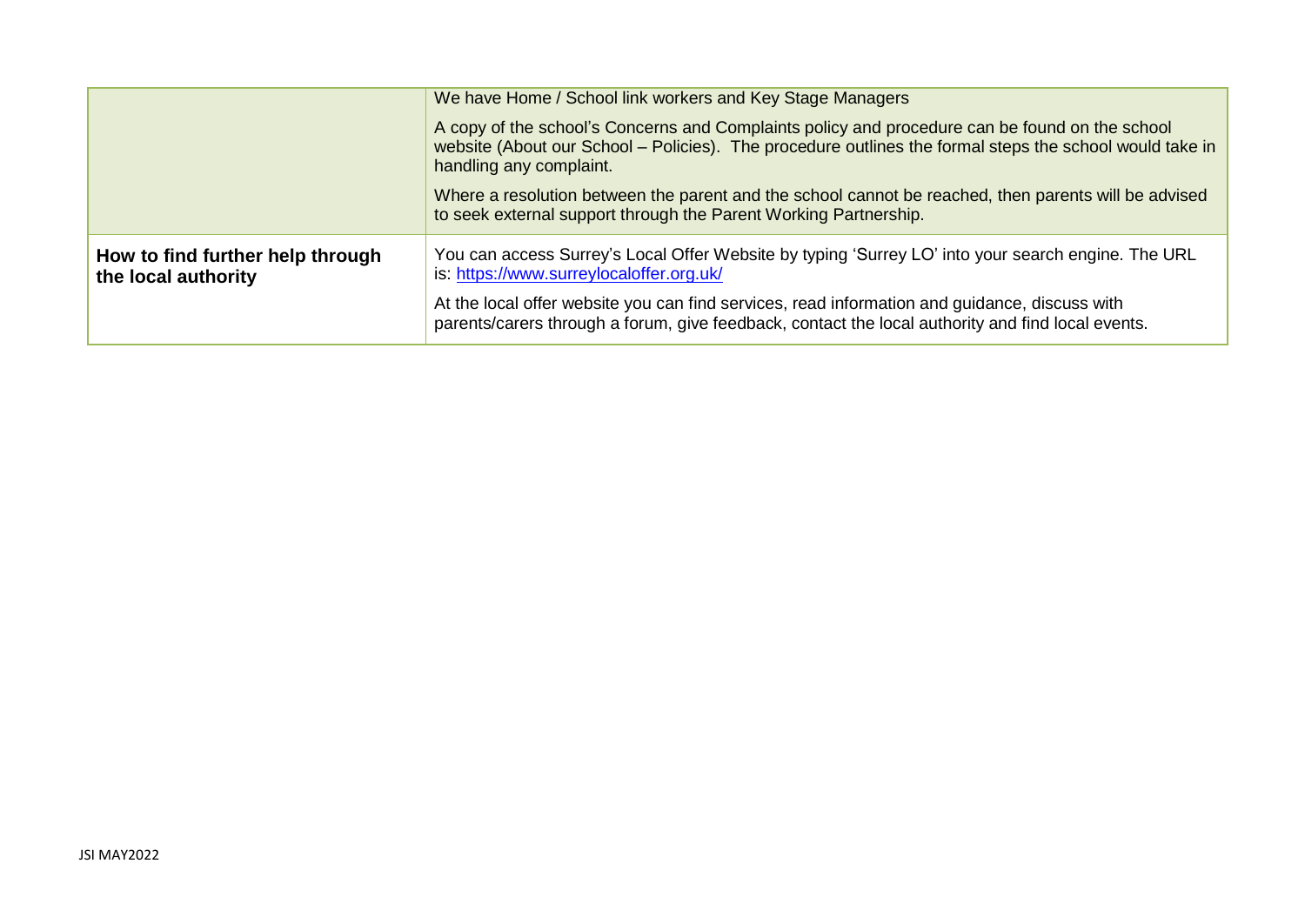| | |
|---|---|
| | We have Home / School link workers and Key Stage Managers<br><br>A copy of the school's Concerns and Complaints policy and procedure can be found on the school website (About our School – Policies). The procedure outlines the formal steps the school would take in handling any complaint.<br><br>Where a resolution between the parent and the school cannot be reached, then parents will be advised to seek external support through the Parent Working Partnership. |
| **How to find further help through the local authority** | You can access Surrey's Local Offer Website by typing 'Surrey LO' into your search engine. The URL is: [https://www.surreylocaloffer.org.uk/](https://www.surreylocaloffer.org.uk/)<br><br>At the local offer website you can find services, read information and guidance, discuss with parents/carers through a forum, give feedback, contact the local authority and find local events. |

JSI MAY2022